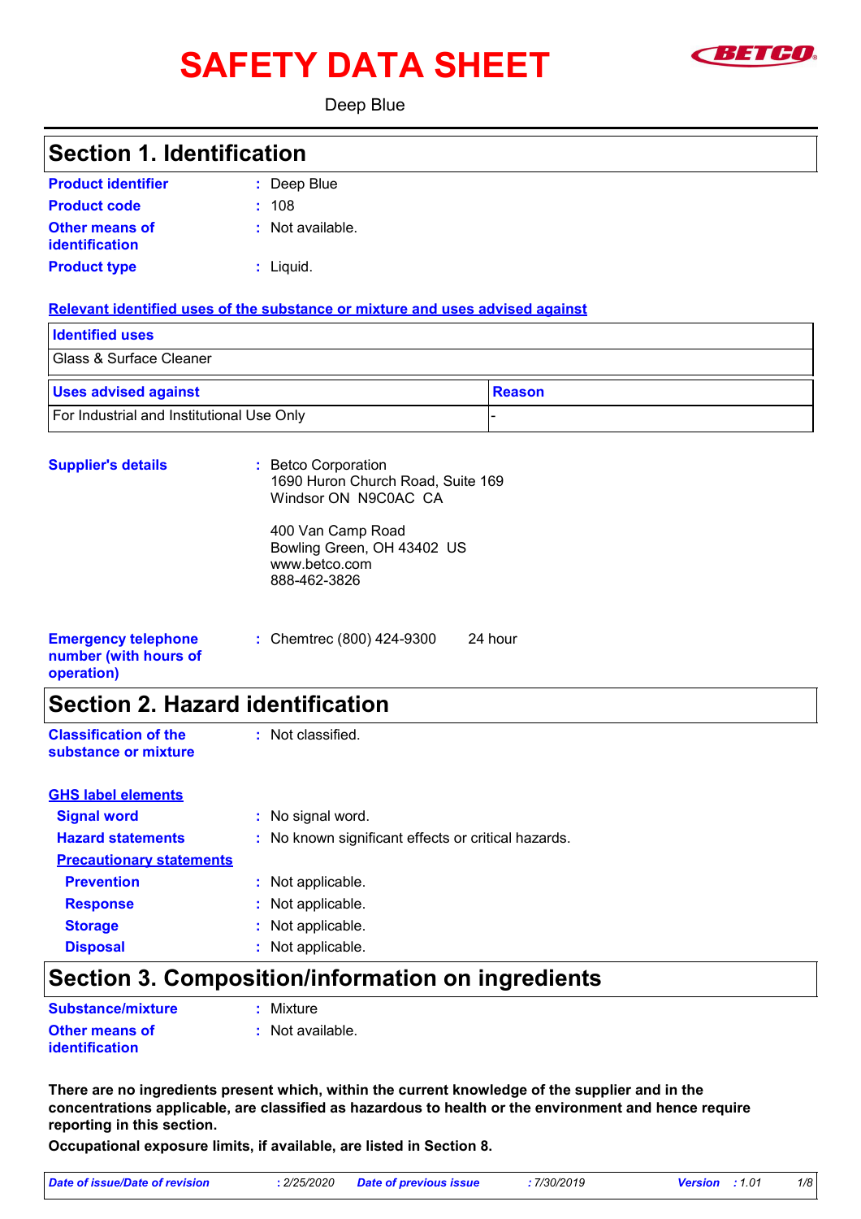# SAFETY DATA SHEET

Deep Blue

## Section 1. Identification

**Product identifier** : Deep Blue

**Product code** : 108

**Other means of identification** : Not available.

**Product type** : Liquid.

**Relevant identified uses of the substance or mixture and uses advised against**

| Identified uses | |
|---|---|
| Glass & Surface Cleaner | |

| Uses advised against | Reason |
|---|---|
| For Industrial and Institutional Use Only | - |

**Supplier's details** : Betco Corporation
1690 Huron Church Road, Suite 169
Windsor ON N9C0AC CA

400 Van Camp Road
Bowling Green, OH 43402 US
www.betco.com
888-462-3826

**Emergency telephone number (with hours of operation)** : Chemtrec (800) 424-9300 24 hour

## Section 2. Hazard identification

**Classification of the substance or mixture** : Not classified.

**GHS label elements**

**Signal word** : No signal word.

**Hazard statements** : No known significant effects or critical hazards.

**Precautionary statements**

**Prevention** : Not applicable.

**Response** : Not applicable.

**Storage** : Not applicable.

**Disposal** : Not applicable.

## Section 3. Composition/information on ingredients

**Substance/mixture** : Mixture

**Other means of identification** : Not available.

**There are no ingredients present which, within the current knowledge of the supplier and in the concentrations applicable, are classified as hazardous to health or the environment and hence require reporting in this section.**

**Occupational exposure limits, if available, are listed in Section 8.**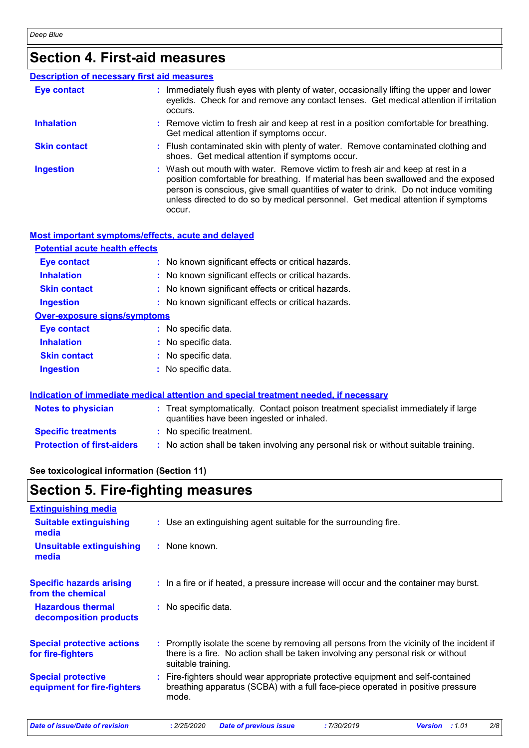# Section 4. First-aid measures

### Description of necessary first aid measures

| | |
|---|---|
| **Eye contact** | : Immediately flush eyes with plenty of water, occasionally lifting the upper and lower eyelids. Check for and remove any contact lenses. Get medical attention if irritation occurs. |
| **Inhalation** | : Remove victim to fresh air and keep at rest in a position comfortable for breathing. Get medical attention if symptoms occur. |
| **Skin contact** | : Flush contaminated skin with plenty of water. Remove contaminated clothing and shoes. Get medical attention if symptoms occur. |
| **Ingestion** | : Wash out mouth with water. Remove victim to fresh air and keep at rest in a position comfortable for breathing. If material has been swallowed and the exposed person is conscious, give small quantities of water to drink. Do not induce vomiting unless directed to do so by medical personnel. Get medical attention if symptoms occur. |

### Most important symptoms/effects, acute and delayed

#### Potential acute health effects

| | |
|---|---|
| **Eye contact** | : No known significant effects or critical hazards. |
| **Inhalation** | : No known significant effects or critical hazards. |
| **Skin contact** | : No known significant effects or critical hazards. |
| **Ingestion** | : No known significant effects or critical hazards. |

#### Over-exposure signs/symptoms

| | |
|---|---|
| **Eye contact** | : No specific data. |
| **Inhalation** | : No specific data. |
| **Skin contact** | : No specific data. |
| **Ingestion** | : No specific data. |

### Indication of immediate medical attention and special treatment needed, if necessary

| | |
|---|---|
| **Notes to physician** | : Treat symptomatically. Contact poison treatment specialist immediately if large quantities have been ingested or inhaled. |
| **Specific treatments** | : No specific treatment. |
| **Protection of first-aiders** | : No action shall be taken involving any personal risk or without suitable training. |

**See toxicological information (Section 11)**

# Section 5. Fire-fighting measures

### Extinguishing media

| | |
|---|---|
| **Suitable extinguishing media** | : Use an extinguishing agent suitable for the surrounding fire. |
| **Unsuitable extinguishing media** | : None known. |

| | |
|---|---|
| **Specific hazards arising from the chemical** | : In a fire or if heated, a pressure increase will occur and the container may burst. |
| **Hazardous thermal decomposition products** | : No specific data. |

| | |
|---|---|
| **Special protective actions for fire-fighters** | : Promptly isolate the scene by removing all persons from the vicinity of the incident if there is a fire. No action shall be taken involving any personal risk or without suitable training. |
| **Special protective equipment for fire-fighters** | : Fire-fighters should wear appropriate protective equipment and self-contained breathing apparatus (SCBA) with a full face-piece operated in positive pressure mode. |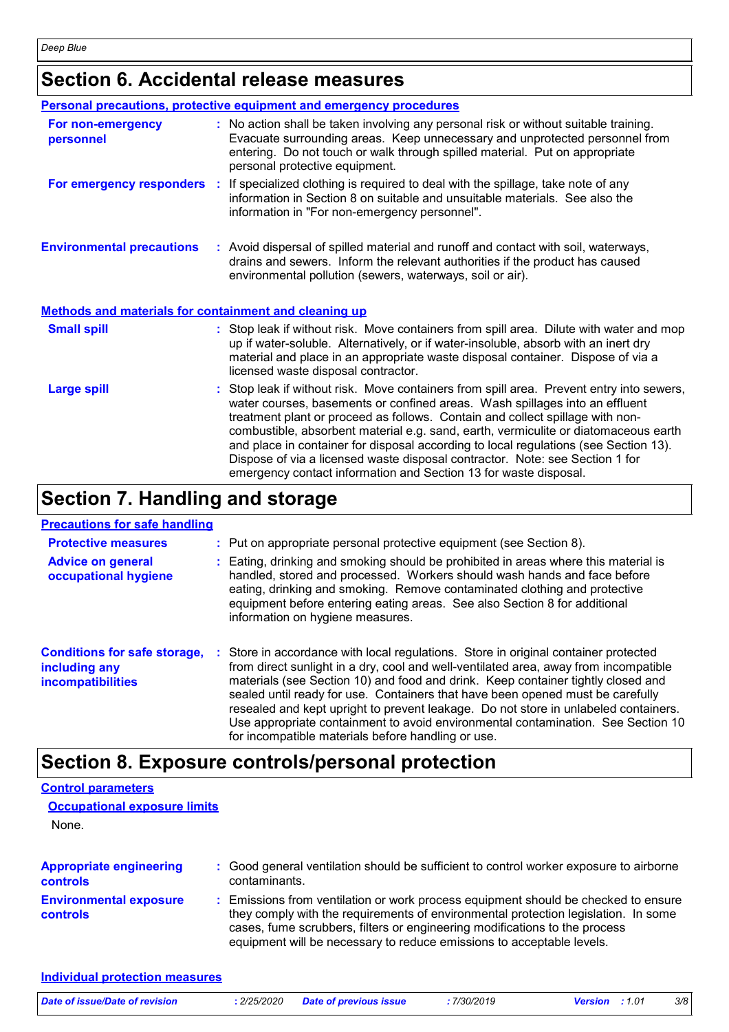## Section 6. Accidental release measures

### Personal precautions, protective equipment and emergency procedures

**For non-emergency personnel** : No action shall be taken involving any personal risk or without suitable training. Evacuate surrounding areas. Keep unnecessary and unprotected personnel from entering. Do not touch or walk through spilled material. Put on appropriate personal protective equipment.

**For emergency responders** : If specialized clothing is required to deal with the spillage, take note of any information in Section 8 on suitable and unsuitable materials. See also the information in "For non-emergency personnel".

**Environmental precautions** : Avoid dispersal of spilled material and runoff and contact with soil, waterways, drains and sewers. Inform the relevant authorities if the product has caused environmental pollution (sewers, waterways, soil or air).

### Methods and materials for containment and cleaning up

**Small spill** : Stop leak if without risk. Move containers from spill area. Dilute with water and mop up if water-soluble. Alternatively, or if water-insoluble, absorb with an inert dry material and place in an appropriate waste disposal container. Dispose of via a licensed waste disposal contractor.

**Large spill** : Stop leak if without risk. Move containers from spill area. Prevent entry into sewers, water courses, basements or confined areas. Wash spillages into an effluent treatment plant or proceed as follows. Contain and collect spillage with non-combustible, absorbent material e.g. sand, earth, vermiculite or diatomaceous earth and place in container for disposal according to local regulations (see Section 13). Dispose of via a licensed waste disposal contractor. Note: see Section 1 for emergency contact information and Section 13 for waste disposal.

## Section 7. Handling and storage

### Precautions for safe handling

**Protective measures** : Put on appropriate personal protective equipment (see Section 8).

**Advice on general occupational hygiene** : Eating, drinking and smoking should be prohibited in areas where this material is handled, stored and processed. Workers should wash hands and face before eating, drinking and smoking. Remove contaminated clothing and protective equipment before entering eating areas. See also Section 8 for additional information on hygiene measures.

**Conditions for safe storage, including any incompatibilities** : Store in accordance with local regulations. Store in original container protected from direct sunlight in a dry, cool and well-ventilated area, away from incompatible materials (see Section 10) and food and drink. Keep container tightly closed and sealed until ready for use. Containers that have been opened must be carefully resealed and kept upright to prevent leakage. Do not store in unlabeled containers. Use appropriate containment to avoid environmental contamination. See Section 10 for incompatible materials before handling or use.

## Section 8. Exposure controls/personal protection

### Control parameters

#### Occupational exposure limits

None.

**Appropriate engineering controls** : Good general ventilation should be sufficient to control worker exposure to airborne contaminants.

**Environmental exposure controls** : Emissions from ventilation or work process equipment should be checked to ensure they comply with the requirements of environmental protection legislation. In some cases, fume scrubbers, filters or engineering modifications to the process equipment will be necessary to reduce emissions to acceptable levels.

### Individual protection measures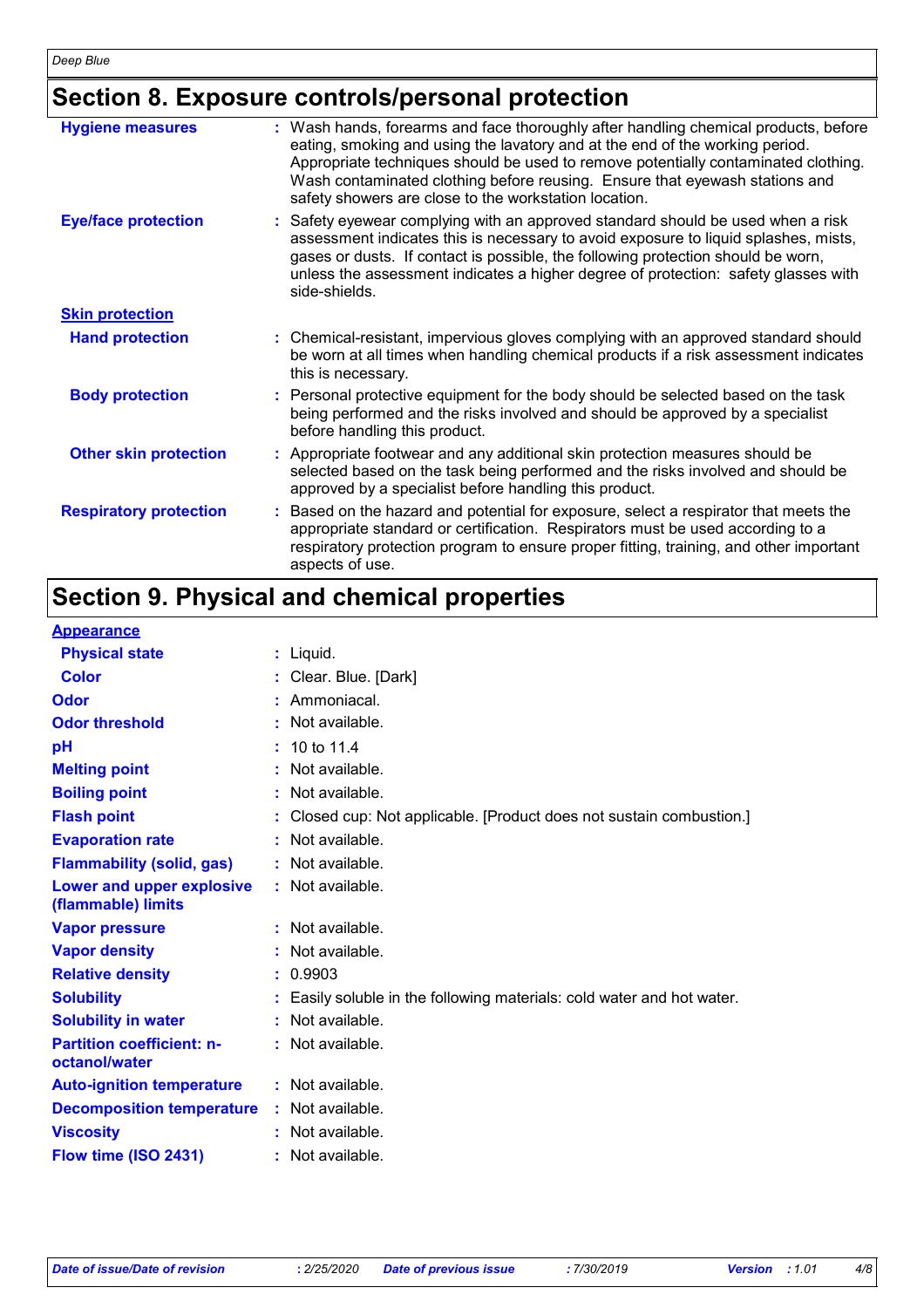## Section 8. Exposure controls/personal protection

| | |
|---|---|
| **Hygiene measures** | : Wash hands, forearms and face thoroughly after handling chemical products, before eating, smoking and using the lavatory and at the end of the working period. Appropriate techniques should be used to remove potentially contaminated clothing. Wash contaminated clothing before reusing. Ensure that eyewash stations and safety showers are close to the workstation location. |
| **Eye/face protection** | : Safety eyewear complying with an approved standard should be used when a risk assessment indicates this is necessary to avoid exposure to liquid splashes, mists, gases or dusts. If contact is possible, the following protection should be worn, unless the assessment indicates a higher degree of protection: safety glasses with side-shields. |
| **Skin protection** | |
| **Hand protection** | : Chemical-resistant, impervious gloves complying with an approved standard should be worn at all times when handling chemical products if a risk assessment indicates this is necessary. |
| **Body protection** | : Personal protective equipment for the body should be selected based on the task being performed and the risks involved and should be approved by a specialist before handling this product. |
| **Other skin protection** | : Appropriate footwear and any additional skin protection measures should be selected based on the task being performed and the risks involved and should be approved by a specialist before handling this product. |
| **Respiratory protection** | : Based on the hazard and potential for exposure, select a respirator that meets the appropriate standard or certification. Respirators must be used according to a respiratory protection program to ensure proper fitting, training, and other important aspects of use. |

## Section 9. Physical and chemical properties

| | |
|---|---|
| **Appearance** | |
| **Physical state** | : Liquid. |
| **Color** | : Clear. Blue. [Dark] |
| **Odor** | : Ammoniacal. |
| **Odor threshold** | : Not available. |
| **pH** | : 10 to 11.4 |
| **Melting point** | : Not available. |
| **Boiling point** | : Not available. |
| **Flash point** | : Closed cup: Not applicable. [Product does not sustain combustion.] |
| **Evaporation rate** | : Not available. |
| **Flammability (solid, gas)** | : Not available. |
| **Lower and upper explosive (flammable) limits** | : Not available. |
| **Vapor pressure** | : Not available. |
| **Vapor density** | : Not available. |
| **Relative density** | : 0.9903 |
| **Solubility** | : Easily soluble in the following materials: cold water and hot water. |
| **Solubility in water** | : Not available. |
| **Partition coefficient: n-octanol/water** | : Not available. |
| **Auto-ignition temperature** | : Not available. |
| **Decomposition temperature** | : Not available. |
| **Viscosity** | : Not available. |
| **Flow time (ISO 2431)** | : Not available. |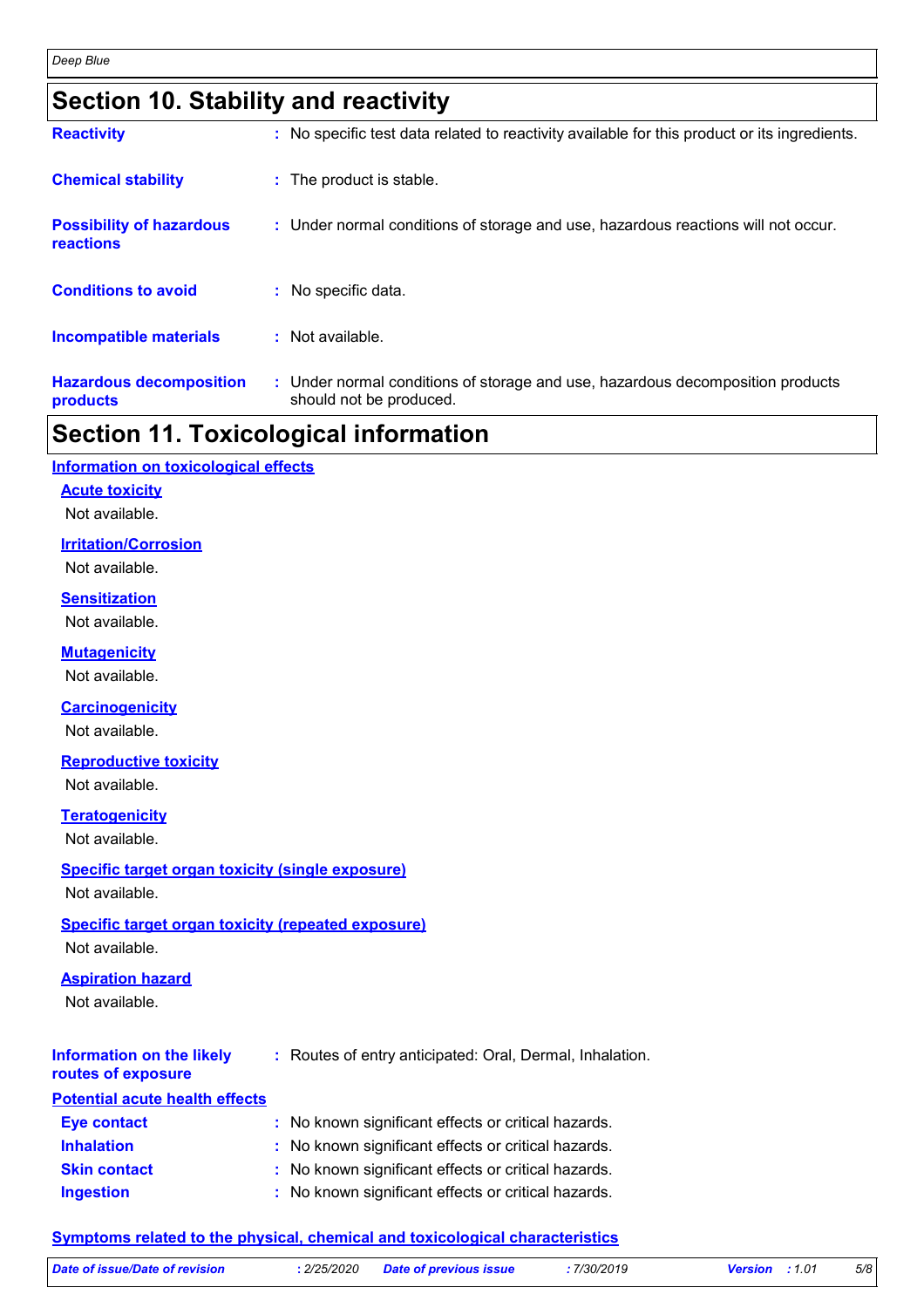## Section 10. Stability and reactivity

**Reactivity** : No specific test data related to reactivity available for this product or its ingredients.

**Chemical stability** : The product is stable.

**Possibility of hazardous reactions** : Under normal conditions of storage and use, hazardous reactions will not occur.

**Conditions to avoid** : No specific data.

**Incompatible materials** : Not available.

**Hazardous decomposition products** : Under normal conditions of storage and use, hazardous decomposition products should not be produced.

## Section 11. Toxicological information

### Information on toxicological effects

**Acute toxicity**

Not available.

**Irritation/Corrosion**

Not available.

**Sensitization**

Not available.

**Mutagenicity**

Not available.

**Carcinogenicity**

Not available.

**Reproductive toxicity**

Not available.

**Teratogenicity**

Not available.

**Specific target organ toxicity (single exposure)**

Not available.

**Specific target organ toxicity (repeated exposure)**

Not available.

**Aspiration hazard**

Not available.

**Information on the likely routes of exposure** : Routes of entry anticipated: Oral, Dermal, Inhalation.

### Potential acute health effects

**Eye contact** : No known significant effects or critical hazards.

**Inhalation** : No known significant effects or critical hazards.

**Skin contact** : No known significant effects or critical hazards.

**Ingestion** : No known significant effects or critical hazards.

### Symptoms related to the physical, chemical and toxicological characteristics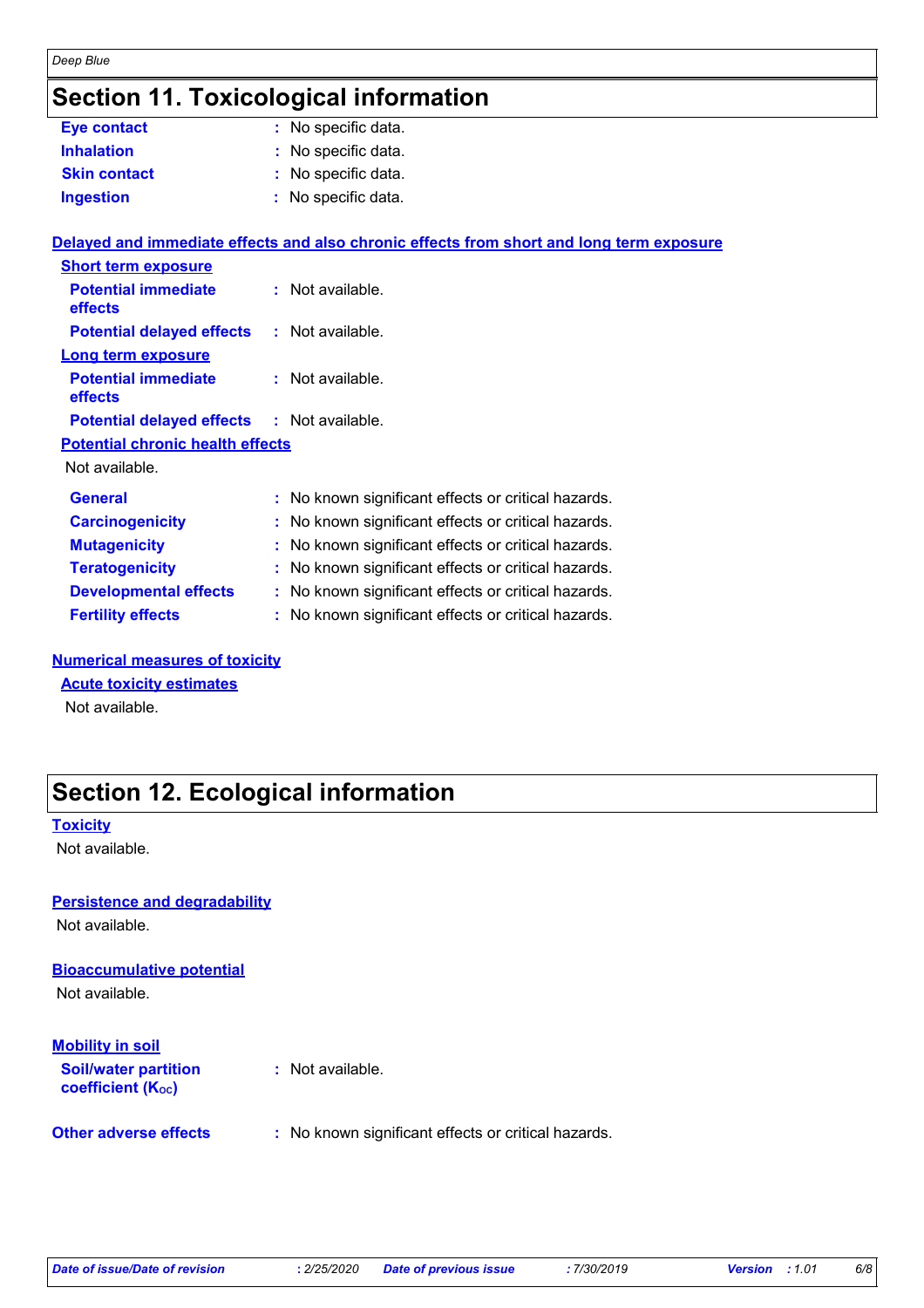# Section 11. Toxicological information

**Eye contact** : No specific data.

**Inhalation** : No specific data.

**Skin contact** : No specific data.

**Ingestion** : No specific data.

### Delayed and immediate effects and also chronic effects from short and long term exposure

**Short term exposure**

**Potential immediate effects** : Not available.

**Potential delayed effects** : Not available.

**Long term exposure**

**Potential immediate effects** : Not available.

**Potential delayed effects** : Not available.

**Potential chronic health effects**

Not available.

**General** : No known significant effects or critical hazards.

**Carcinogenicity** : No known significant effects or critical hazards.

**Mutagenicity** : No known significant effects or critical hazards.

**Teratogenicity** : No known significant effects or critical hazards.

**Developmental effects** : No known significant effects or critical hazards.

**Fertility effects** : No known significant effects or critical hazards.

### Numerical measures of toxicity

**Acute toxicity estimates**

Not available.

# Section 12. Ecological information

### Toxicity

Not available.

### Persistence and degradability

Not available.

### Bioaccumulative potential

Not available.

### Mobility in soil

**Soil/water partition coefficient ($K_{OC}$)** : Not available.

**Other adverse effects** : No known significant effects or critical hazards.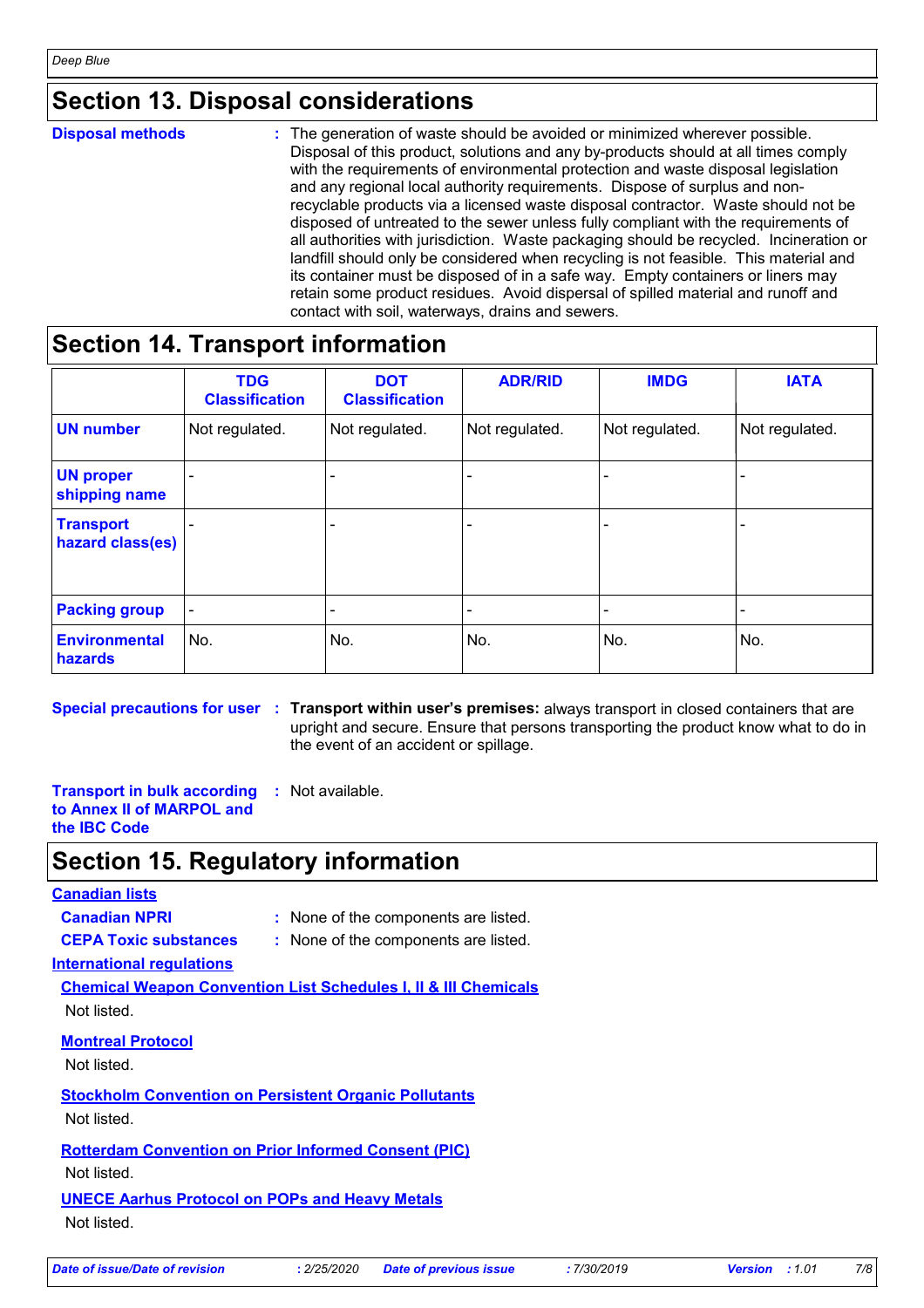## Section 13. Disposal considerations

**Disposal methods** : The generation of waste should be avoided or minimized wherever possible. Disposal of this product, solutions and any by-products should at all times comply with the requirements of environmental protection and waste disposal legislation and any regional local authority requirements. Dispose of surplus and non-recyclable products via a licensed waste disposal contractor. Waste should not be disposed of untreated to the sewer unless fully compliant with the requirements of all authorities with jurisdiction. Waste packaging should be recycled. Incineration or landfill should only be considered when recycling is not feasible. This material and its container must be disposed of in a safe way. Empty containers or liners may retain some product residues. Avoid dispersal of spilled material and runoff and contact with soil, waterways, drains and sewers.

## Section 14. Transport information

| | TDG Classification | DOT Classification | ADR/RID | IMDG | IATA |
|---|---|---|---|---|---|
| **UN number** | Not regulated. | Not regulated. | Not regulated. | Not regulated. | Not regulated. |
| **UN proper shipping name** | - | - | - | - | - |
| **Transport hazard class(es)** | - | - | - | - | - |
| **Packing group** | - | - | - | - | - |
| **Environmental hazards** | No. | No. | No. | No. | No. |

**Special precautions for user** : **Transport within user's premises:** always transport in closed containers that are upright and secure. Ensure that persons transporting the product know what to do in the event of an accident or spillage.

**Transport in bulk according to Annex II of MARPOL and the IBC Code** : Not available.

## Section 15. Regulatory information

**Canadian lists**

**Canadian NPRI** : None of the components are listed.

**CEPA Toxic substances** : None of the components are listed.

**International regulations**

**Chemical Weapon Convention List Schedules I, II & III Chemicals**

Not listed.

**Montreal Protocol**

Not listed.

**Stockholm Convention on Persistent Organic Pollutants**

Not listed.

**Rotterdam Convention on Prior Informed Consent (PIC)**

Not listed.

**UNECE Aarhus Protocol on POPs and Heavy Metals**

Not listed.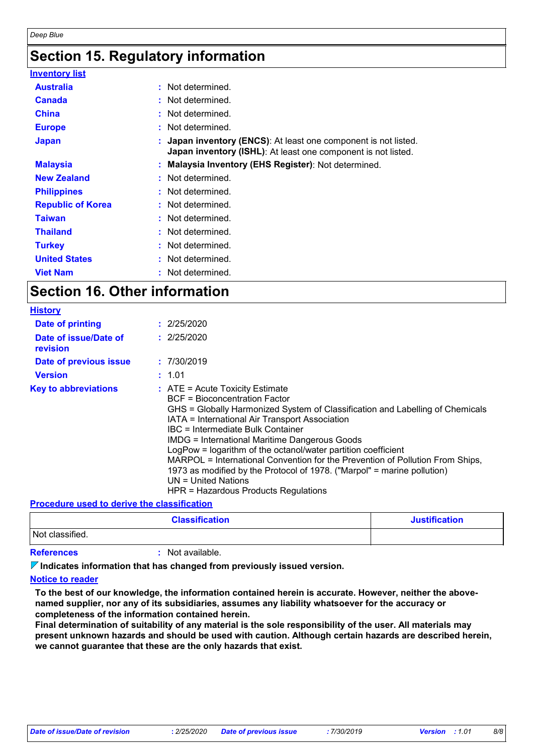## Section 15. Regulatory information

**Inventory list**

| | |
|---|---|
| **Australia** | : Not determined. |
| **Canada** | : Not determined. |
| **China** | : Not determined. |
| **Europe** | : Not determined. |
| **Japan** | : **Japan inventory (ENCS)**: At least one component is not listed.<br>**Japan inventory (ISHL)**: At least one component is not listed. |
| **Malaysia** | : **Malaysia Inventory (EHS Register)**: Not determined. |
| **New Zealand** | : Not determined. |
| **Philippines** | : Not determined. |
| **Republic of Korea** | : Not determined. |
| **Taiwan** | : Not determined. |
| **Thailand** | : Not determined. |
| **Turkey** | : Not determined. |
| **United States** | : Not determined. |
| **Viet Nam** | : Not determined. |

## Section 16. Other information

**History**

| | |
|---|---|
| **Date of printing** | : 2/25/2020 |
| **Date of issue/Date of revision** | : 2/25/2020 |
| **Date of previous issue** | : 7/30/2019 |
| **Version** | : 1.01 |

**Key to abbreviations** : ATE = Acute Toxicity Estimate
BCF = Bioconcentration Factor
GHS = Globally Harmonized System of Classification and Labelling of Chemicals
IATA = International Air Transport Association
IBC = Intermediate Bulk Container
IMDG = International Maritime Dangerous Goods
LogPow = logarithm of the octanol/water partition coefficient
MARPOL = International Convention for the Prevention of Pollution From Ships, 1973 as modified by the Protocol of 1978. ("Marpol" = marine pollution)
UN = United Nations
HPR = Hazardous Products Regulations

**Procedure used to derive the classification**

| Classification | Justification |
|---|---|
| Not classified. | |

**References** : Not available.

**Indicates information that has changed from previously issued version.**

**Notice to reader**

**To the best of our knowledge, the information contained herein is accurate. However, neither the above-named supplier, nor any of its subsidiaries, assumes any liability whatsoever for the accuracy or completeness of the information contained herein.**
**Final determination of suitability of any material is the sole responsibility of the user. All materials may present unknown hazards and should be used with caution. Although certain hazards are described herein, we cannot guarantee that these are the only hazards that exist.**